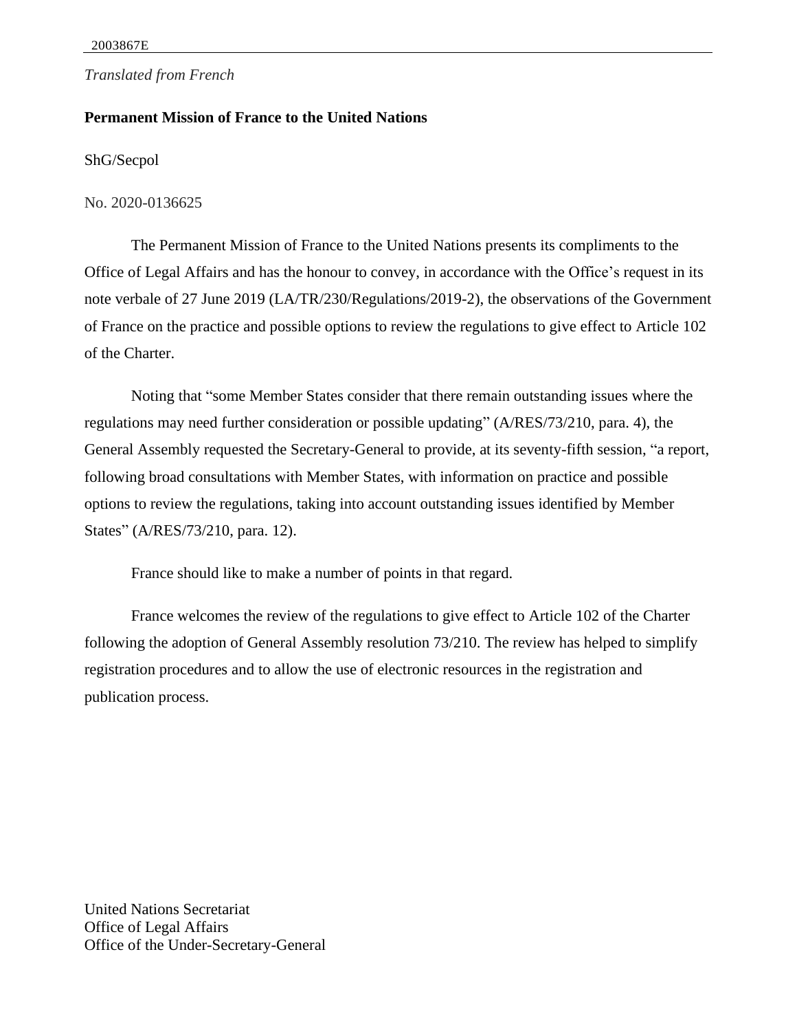*Translated from French*

**Permanent Mission of France to the United Nations**

ShG/Secpol

No. 2020-0136625

The Permanent Mission of France to the United Nations presents its compliments to the Office of Legal Affairs and has the honour to convey, in accordance with the Office's request in its note verbale of 27 June 2019 (LA/TR/230/Regulations/2019-2), the observations of the Government of France on the practice and possible options to review the regulations to give effect to Article 102 of the Charter.

Noting that "some Member States consider that there remain outstanding issues where the regulations may need further consideration or possible updating" (A/RES/73/210, para. 4), the General Assembly requested the Secretary-General to provide, at its seventy-fifth session, "a report, following broad consultations with Member States, with information on practice and possible options to review the regulations, taking into account outstanding issues identified by Member States" (A/RES/73/210, para. 12).

France should like to make a number of points in that regard.

France welcomes the review of the regulations to give effect to Article 102 of the Charter following the adoption of General Assembly resolution 73/210. The review has helped to simplify registration procedures and to allow the use of electronic resources in the registration and publication process.

United Nations Secretariat
Office of Legal Affairs
Office of the Under-Secretary-General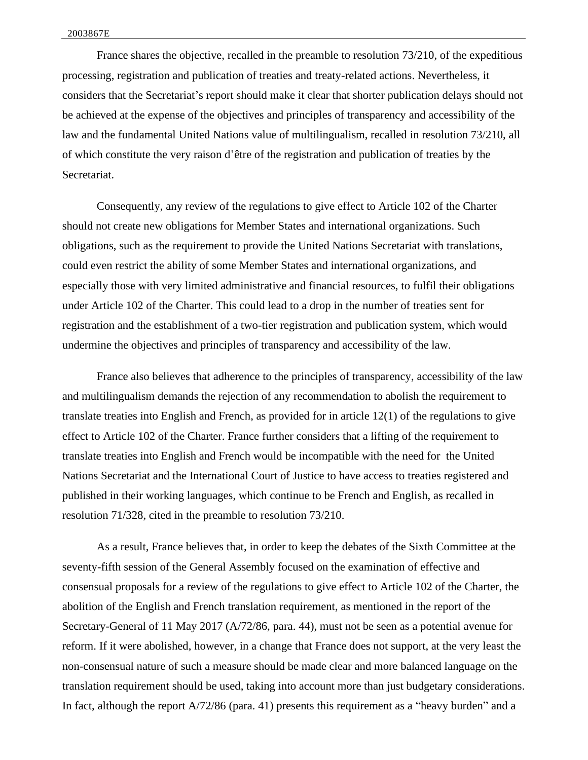France shares the objective, recalled in the preamble to resolution 73/210, of the expeditious processing, registration and publication of treaties and treaty-related actions. Nevertheless, it considers that the Secretariat's report should make it clear that shorter publication delays should not be achieved at the expense of the objectives and principles of transparency and accessibility of the law and the fundamental United Nations value of multilingualism, recalled in resolution 73/210, all of which constitute the very raison d'être of the registration and publication of treaties by the Secretariat.

Consequently, any review of the regulations to give effect to Article 102 of the Charter should not create new obligations for Member States and international organizations. Such obligations, such as the requirement to provide the United Nations Secretariat with translations, could even restrict the ability of some Member States and international organizations, and especially those with very limited administrative and financial resources, to fulfil their obligations under Article 102 of the Charter. This could lead to a drop in the number of treaties sent for registration and the establishment of a two-tier registration and publication system, which would undermine the objectives and principles of transparency and accessibility of the law.

France also believes that adherence to the principles of transparency, accessibility of the law and multilingualism demands the rejection of any recommendation to abolish the requirement to translate treaties into English and French, as provided for in article 12(1) of the regulations to give effect to Article 102 of the Charter. France further considers that a lifting of the requirement to translate treaties into English and French would be incompatible with the need for the United Nations Secretariat and the International Court of Justice to have access to treaties registered and published in their working languages, which continue to be French and English, as recalled in resolution 71/328, cited in the preamble to resolution 73/210.

As a result, France believes that, in order to keep the debates of the Sixth Committee at the seventy-fifth session of the General Assembly focused on the examination of effective and consensual proposals for a review of the regulations to give effect to Article 102 of the Charter, the abolition of the English and French translation requirement, as mentioned in the report of the Secretary-General of 11 May 2017 (A/72/86, para. 44), must not be seen as a potential avenue for reform. If it were abolished, however, in a change that France does not support, at the very least the non-consensual nature of such a measure should be made clear and more balanced language on the translation requirement should be used, taking into account more than just budgetary considerations. In fact, although the report A/72/86 (para. 41) presents this requirement as a "heavy burden" and a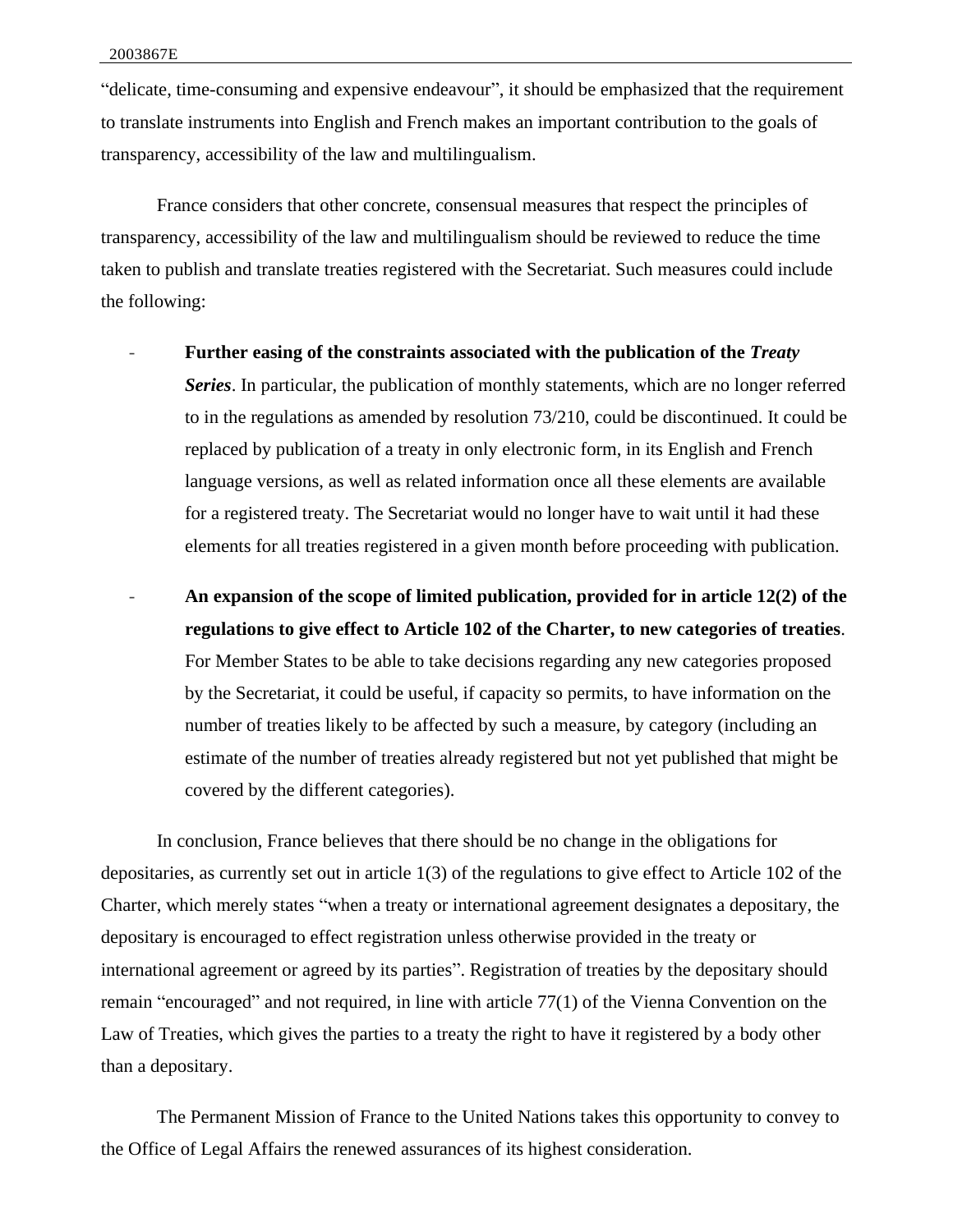"delicate, time-consuming and expensive endeavour", it should be emphasized that the requirement to translate instruments into English and French makes an important contribution to the goals of transparency, accessibility of the law and multilingualism.

France considers that other concrete, consensual measures that respect the principles of transparency, accessibility of the law and multilingualism should be reviewed to reduce the time taken to publish and translate treaties registered with the Secretariat. Such measures could include the following:

- **Further easing of the constraints associated with the publication of the *Treaty Series***. In particular, the publication of monthly statements, which are no longer referred to in the regulations as amended by resolution 73/210, could be discontinued. It could be replaced by publication of a treaty in only electronic form, in its English and French language versions, as well as related information once all these elements are available for a registered treaty. The Secretariat would no longer have to wait until it had these elements for all treaties registered in a given month before proceeding with publication.

- **An expansion of the scope of limited publication, provided for in article 12(2) of the regulations to give effect to Article 102 of the Charter, to new categories of treaties**. For Member States to be able to take decisions regarding any new categories proposed by the Secretariat, it could be useful, if capacity so permits, to have information on the number of treaties likely to be affected by such a measure, by category (including an estimate of the number of treaties already registered but not yet published that might be covered by the different categories).

In conclusion, France believes that there should be no change in the obligations for depositaries, as currently set out in article 1(3) of the regulations to give effect to Article 102 of the Charter, which merely states "when a treaty or international agreement designates a depositary, the depositary is encouraged to effect registration unless otherwise provided in the treaty or international agreement or agreed by its parties". Registration of treaties by the depositary should remain "encouraged" and not required, in line with article 77(1) of the Vienna Convention on the Law of Treaties, which gives the parties to a treaty the right to have it registered by a body other than a depositary.

The Permanent Mission of France to the United Nations takes this opportunity to convey to the Office of Legal Affairs the renewed assurances of its highest consideration.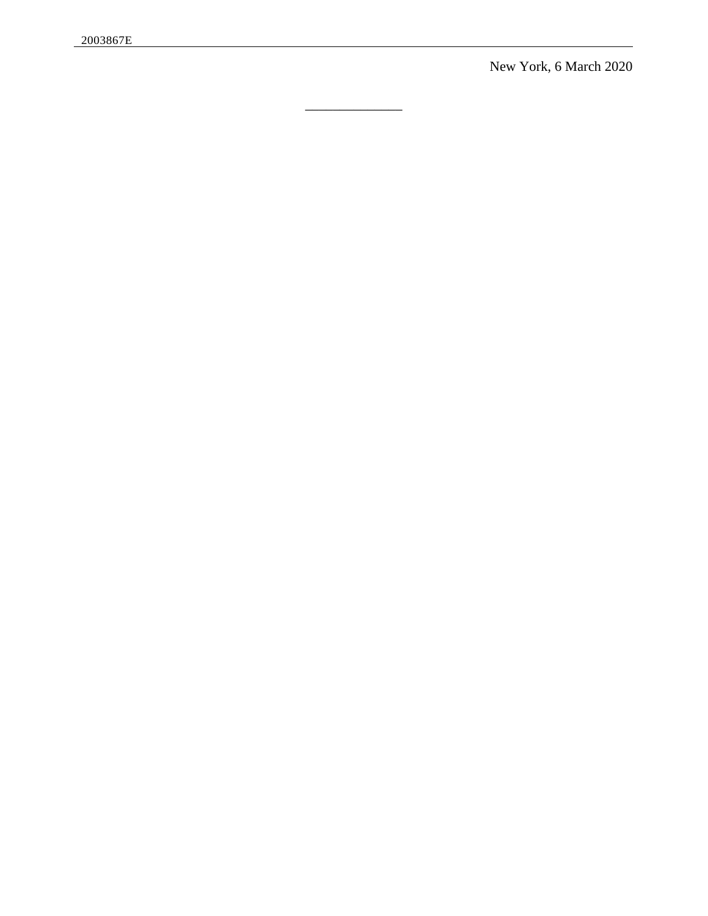New York, 6 March 2020